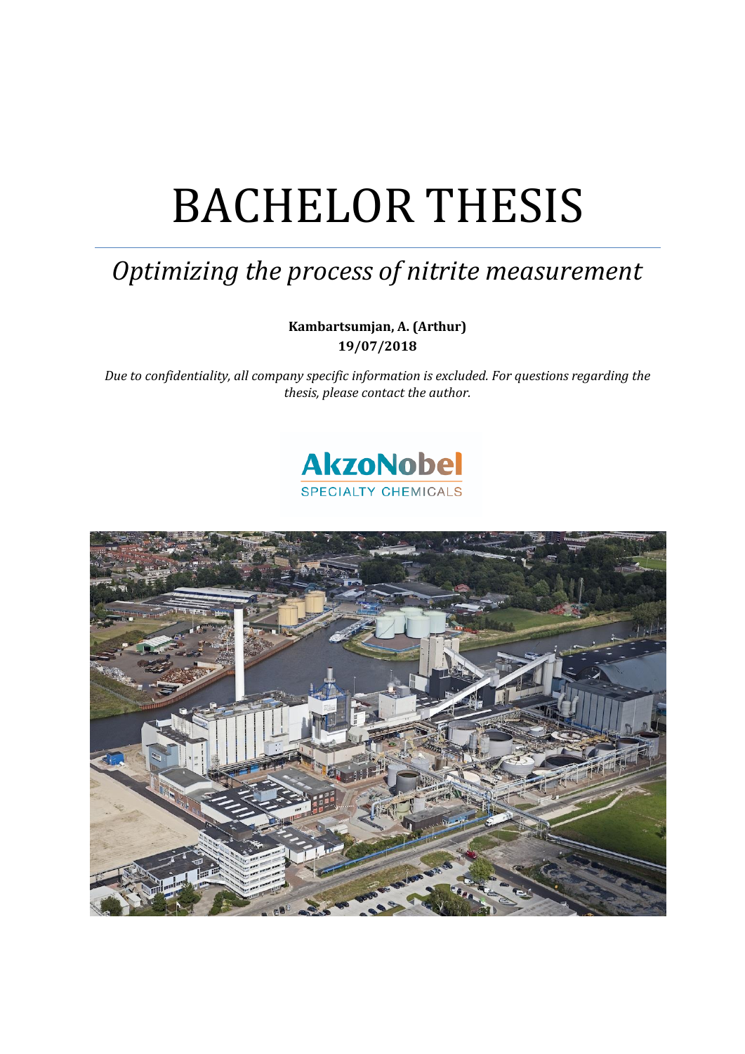# BACHELOR THESIS

## *Optimizing the process of nitrite measurement*

**Kambartsumjan, A. (Arthur)**
**19/07/2018**

*Due to confidentiality, all company specific information is excluded. For questions regarding the thesis, please contact the author.*

AkzoNobel
SPECIALTY CHEMICALS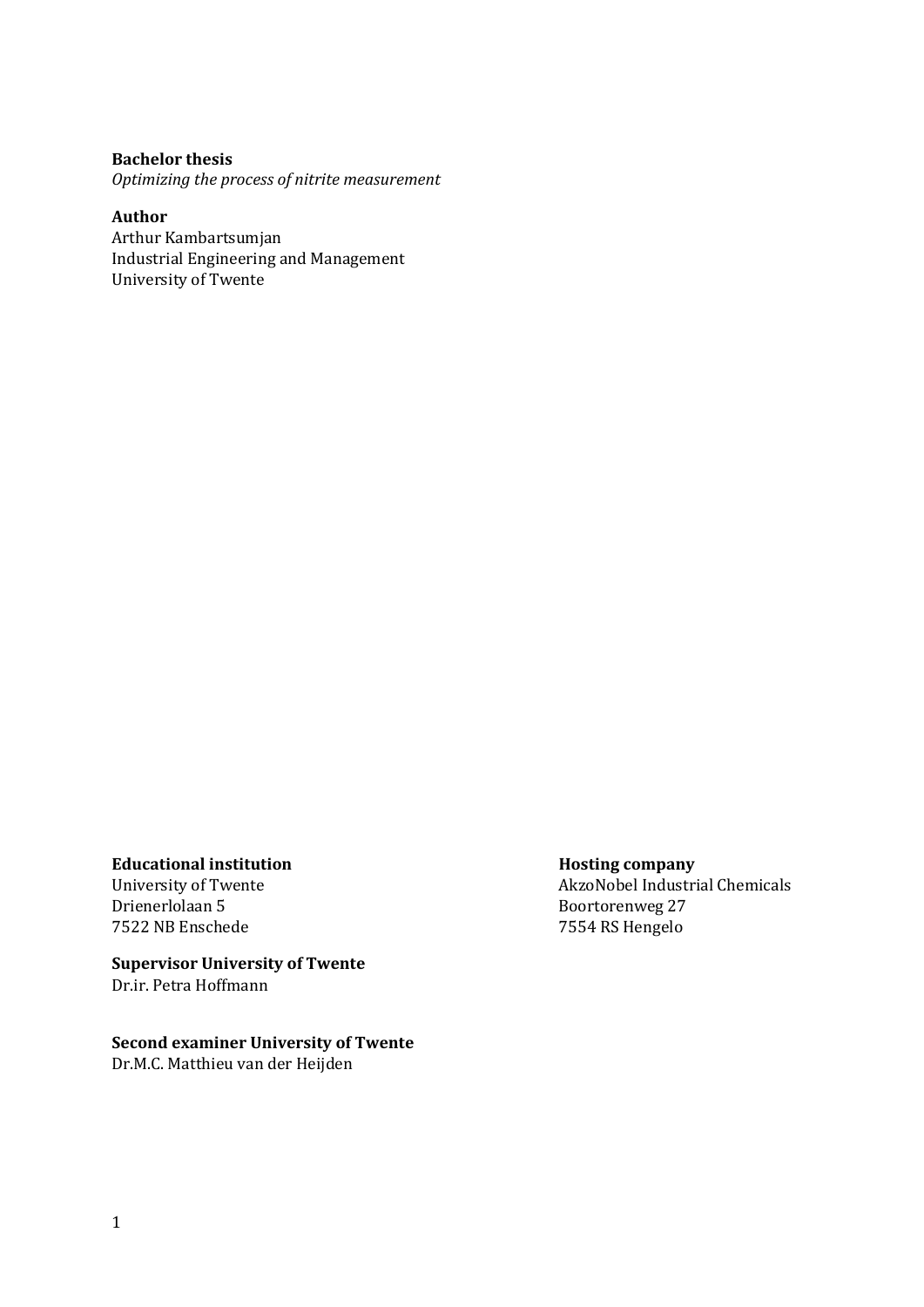**Bachelor thesis**
*Optimizing the process of nitrite measurement*

**Author**
Arthur Kambartsumjan
Industrial Engineering and Management
University of Twente

**Educational institution**
University of Twente
Drienerlolaan 5
7522 NB Enschede

**Hosting company**
AkzoNobel Industrial Chemicals
Boortorenweg 27
7554 RS Hengelo

**Supervisor University of Twente**
Dr.ir. Petra Hoffmann

**Second examiner University of Twente**
Dr.M.C. Matthieu van der Heijden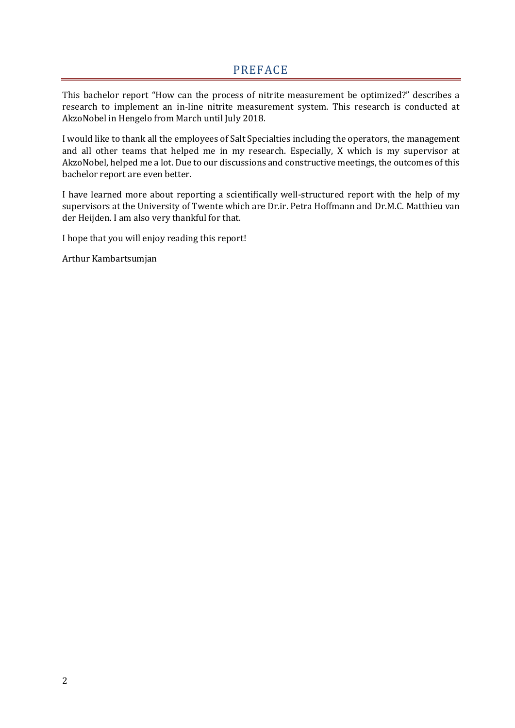# PREFACE

This bachelor report "How can the process of nitrite measurement be optimized?" describes a research to implement an in-line nitrite measurement system. This research is conducted at AkzoNobel in Hengelo from March until July 2018.

I would like to thank all the employees of Salt Specialties including the operators, the management and all other teams that helped me in my research. Especially, X which is my supervisor at AkzoNobel, helped me a lot. Due to our discussions and constructive meetings, the outcomes of this bachelor report are even better.

I have learned more about reporting a scientifically well-structured report with the help of my supervisors at the University of Twente which are Dr.ir. Petra Hoffmann and Dr.M.C. Matthieu van der Heijden. I am also very thankful for that.

I hope that you will enjoy reading this report!

Arthur Kambartsumjan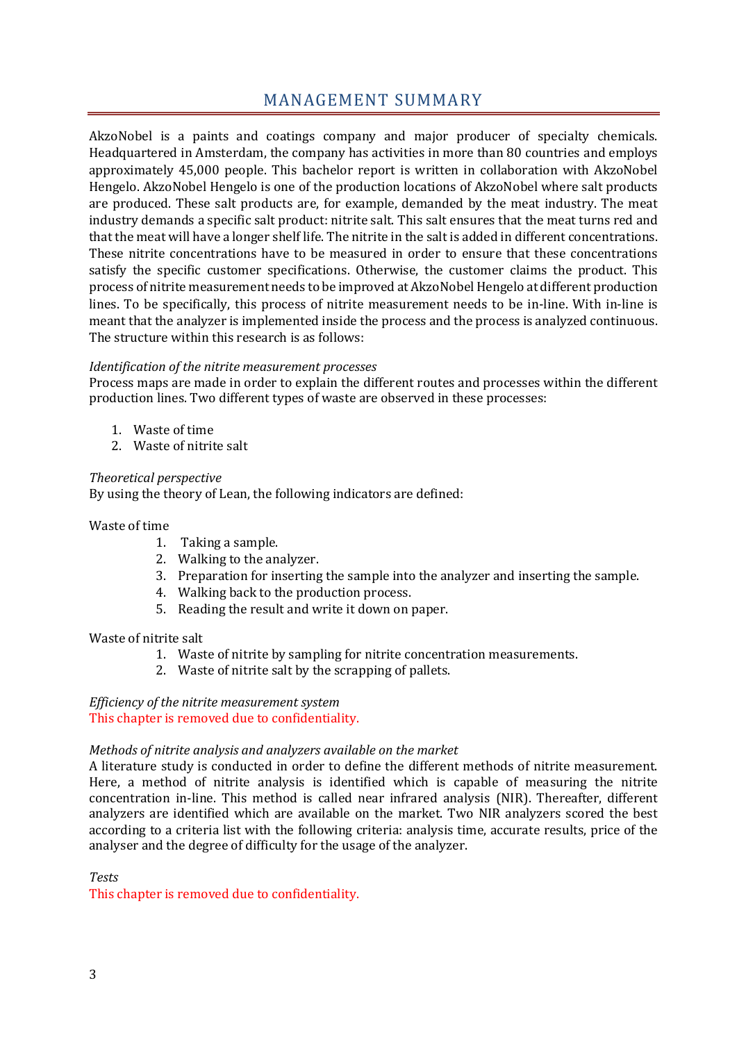# MANAGEMENT SUMMARY

AkzoNobel is a paints and coatings company and major producer of specialty chemicals. Headquartered in Amsterdam, the company has activities in more than 80 countries and employs approximately 45,000 people. This bachelor report is written in collaboration with AkzoNobel Hengelo. AkzoNobel Hengelo is one of the production locations of AkzoNobel where salt products are produced. These salt products are, for example, demanded by the meat industry. The meat industry demands a specific salt product: nitrite salt. This salt ensures that the meat turns red and that the meat will have a longer shelf life. The nitrite in the salt is added in different concentrations. These nitrite concentrations have to be measured in order to ensure that these concentrations satisfy the specific customer specifications. Otherwise, the customer claims the product. This process of nitrite measurement needs to be improved at AkzoNobel Hengelo at different production lines. To be specifically, this process of nitrite measurement needs to be in-line. With in-line is meant that the analyzer is implemented inside the process and the process is analyzed continuous. The structure within this research is as follows:

*Identification of the nitrite measurement processes*
Process maps are made in order to explain the different routes and processes within the different production lines. Two different types of waste are observed in these processes:

1. Waste of time
2. Waste of nitrite salt

*Theoretical perspective*
By using the theory of Lean, the following indicators are defined:

Waste of time

1. Taking a sample.
2. Walking to the analyzer.
3. Preparation for inserting the sample into the analyzer and inserting the sample.
4. Walking back to the production process.
5. Reading the result and write it down on paper.

Waste of nitrite salt

1. Waste of nitrite by sampling for nitrite concentration measurements.
2. Waste of nitrite salt by the scrapping of pallets.

*Efficiency of the nitrite measurement system*
This chapter is removed due to confidentiality.

*Methods of nitrite analysis and analyzers available on the market*
A literature study is conducted in order to define the different methods of nitrite measurement. Here, a method of nitrite analysis is identified which is capable of measuring the nitrite concentration in-line. This method is called near infrared analysis (NIR). Thereafter, different analyzers are identified which are available on the market. Two NIR analyzers scored the best according to a criteria list with the following criteria: analysis time, accurate results, price of the analyser and the degree of difficulty for the usage of the analyzer.

*Tests*
This chapter is removed due to confidentiality.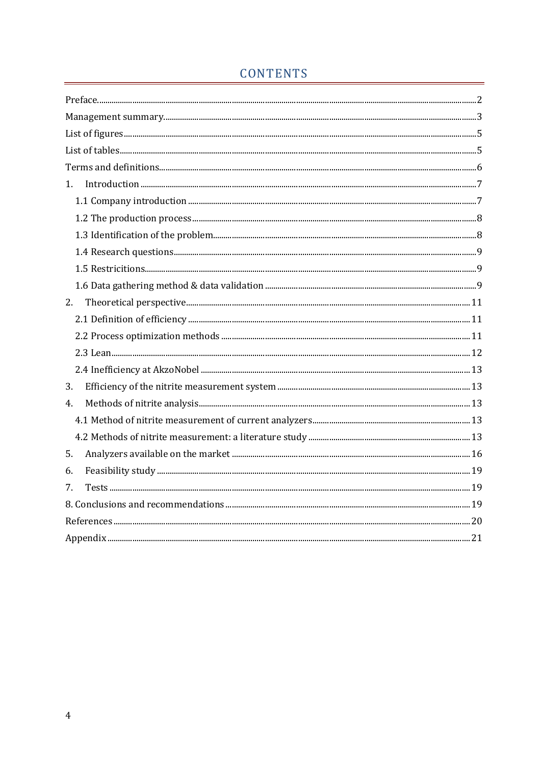# CONTENTS

Preface......2
Management summary......3
List of figures......5
List of tables......5
Terms and definitions......6
1. Introduction......7
  1.1 Company introduction......7
  1.2 The production process......8
  1.3 Identification of the problem......8
  1.4 Research questions......9
  1.5 Restricitions......9
  1.6 Data gathering method & data validation......9
2. Theoretical perspective......11
  2.1 Definition of efficiency......11
  2.2 Process optimization methods......11
  2.3 Lean......12
  2.4 Inefficiency at AkzoNobel......13
3. Efficiency of the nitrite measurement system......13
4. Methods of nitrite analysis......13
  4.1 Method of nitrite measurement of current analyzers......13
  4.2 Methods of nitrite measurement: a literature study......13
5. Analyzers available on the market......16
6. Feasibility study......19
7. Tests......19
8. Conclusions and recommendations......19
References......20
Appendix......21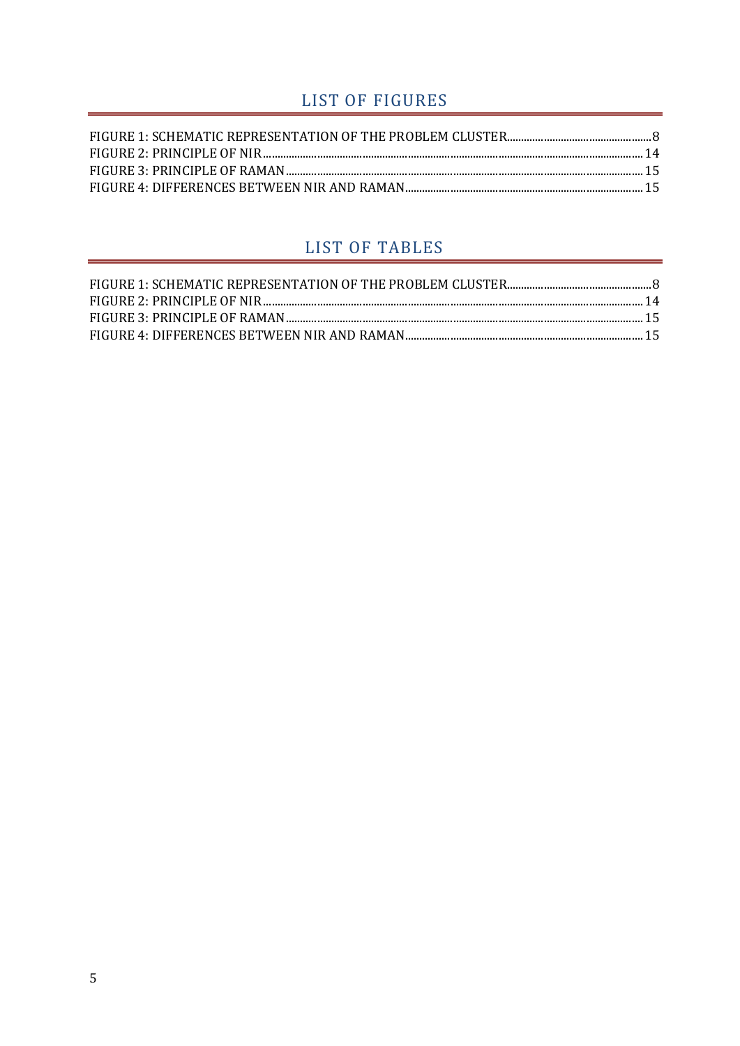## LIST OF FIGURES

FIGURE 1: SCHEMATIC REPRESENTATION OF THE PROBLEM CLUSTER........................................................8
FIGURE 2: PRINCIPLE OF NIR........................................................................................................................14
FIGURE 3: PRINCIPLE OF RAMAN................................................................................................................15
FIGURE 4: DIFFERENCES BETWEEN NIR AND RAMAN.............................................................................15

## LIST OF TABLES

FIGURE 1: SCHEMATIC REPRESENTATION OF THE PROBLEM CLUSTER........................................................8
FIGURE 2: PRINCIPLE OF NIR........................................................................................................................14
FIGURE 3: PRINCIPLE OF RAMAN................................................................................................................15
FIGURE 4: DIFFERENCES BETWEEN NIR AND RAMAN.............................................................................15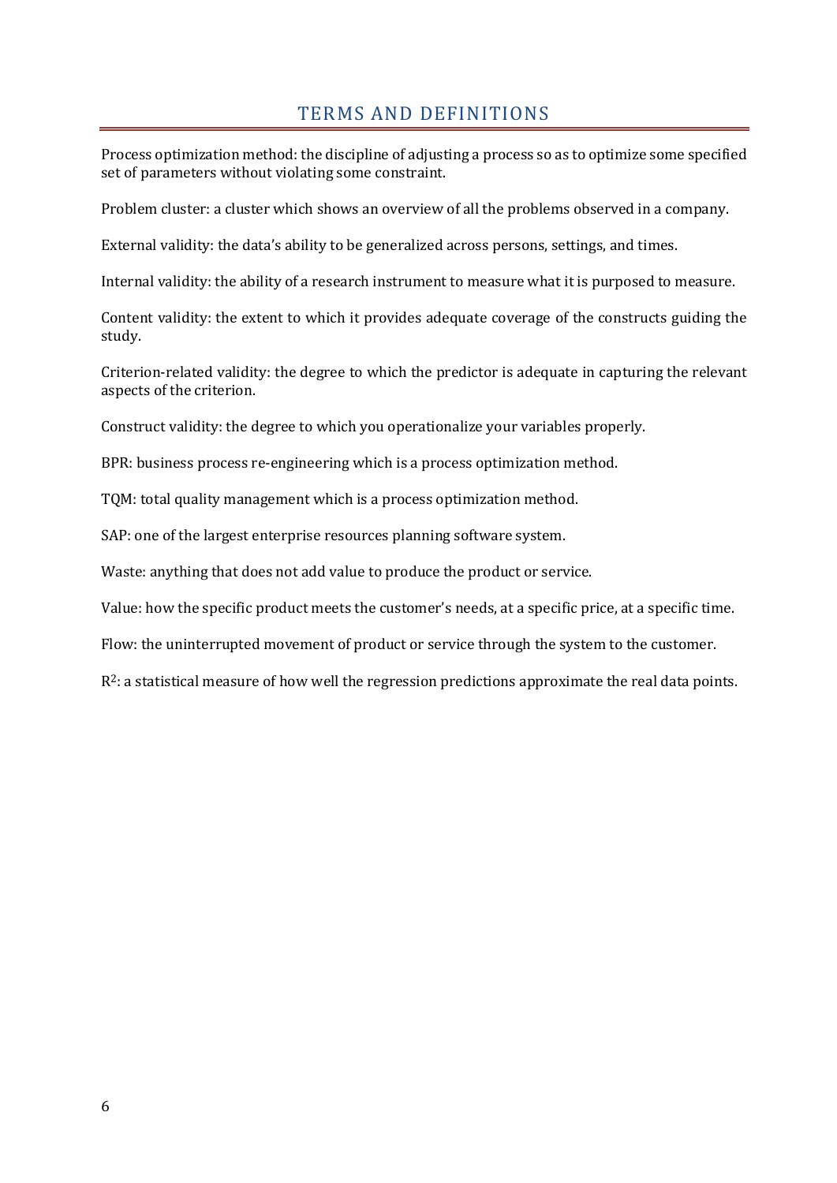# TERMS AND DEFINITIONS

Process optimization method: the discipline of adjusting a process so as to optimize some specified set of parameters without violating some constraint.

Problem cluster: a cluster which shows an overview of all the problems observed in a company.

External validity: the data's ability to be generalized across persons, settings, and times.

Internal validity: the ability of a research instrument to measure what it is purposed to measure.

Content validity: the extent to which it provides adequate coverage of the constructs guiding the study.

Criterion-related validity: the degree to which the predictor is adequate in capturing the relevant aspects of the criterion.

Construct validity: the degree to which you operationalize your variables properly.

BPR: business process re-engineering which is a process optimization method.

TQM: total quality management which is a process optimization method.

SAP: one of the largest enterprise resources planning software system.

Waste: anything that does not add value to produce the product or service.

Value: how the specific product meets the customer's needs, at a specific price, at a specific time.

Flow: the uninterrupted movement of product or service through the system to the customer.

$R^2$: a statistical measure of how well the regression predictions approximate the real data points.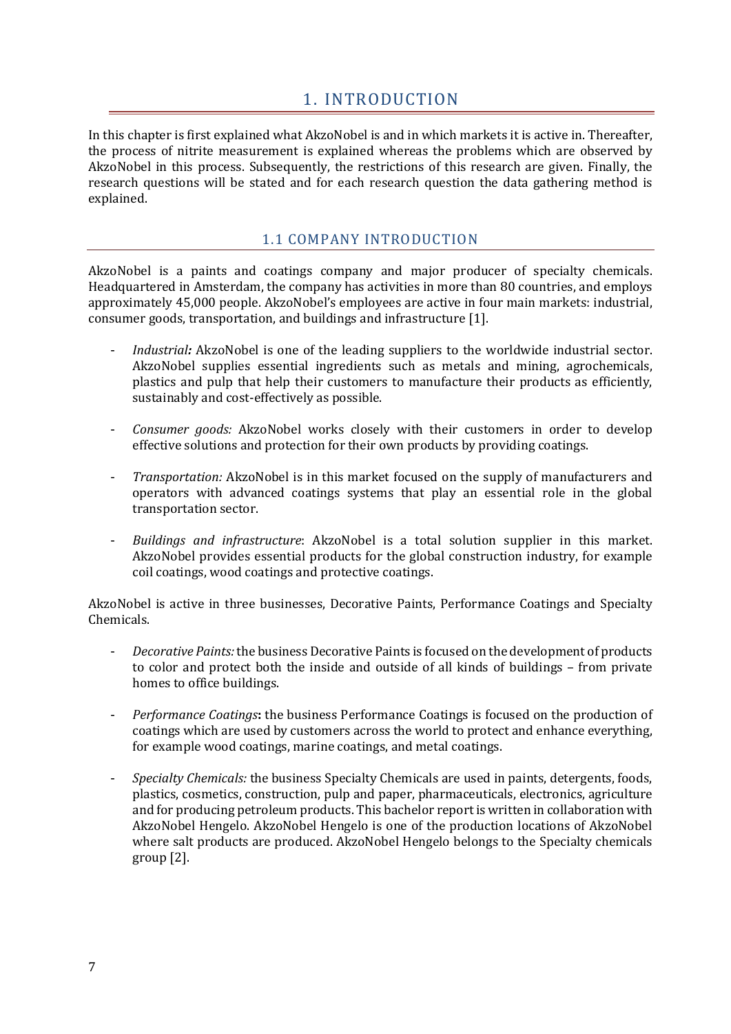# 1. INTRODUCTION

In this chapter is first explained what AkzoNobel is and in which markets it is active in. Thereafter, the process of nitrite measurement is explained whereas the problems which are observed by AkzoNobel in this process. Subsequently, the restrictions of this research are given. Finally, the research questions will be stated and for each research question the data gathering method is explained.

## 1.1 COMPANY INTRODUCTION

AkzoNobel is a paints and coatings company and major producer of specialty chemicals. Headquartered in Amsterdam, the company has activities in more than 80 countries, and employs approximately 45,000 people. AkzoNobel's employees are active in four main markets: industrial, consumer goods, transportation, and buildings and infrastructure [1].

- *Industrial:* AkzoNobel is one of the leading suppliers to the worldwide industrial sector. AkzoNobel supplies essential ingredients such as metals and mining, agrochemicals, plastics and pulp that help their customers to manufacture their products as efficiently, sustainably and cost-effectively as possible.

- *Consumer goods:* AkzoNobel works closely with their customers in order to develop effective solutions and protection for their own products by providing coatings.

- *Transportation:* AkzoNobel is in this market focused on the supply of manufacturers and operators with advanced coatings systems that play an essential role in the global transportation sector.

- *Buildings and infrastructure*: AkzoNobel is a total solution supplier in this market. AkzoNobel provides essential products for the global construction industry, for example coil coatings, wood coatings and protective coatings.

AkzoNobel is active in three businesses, Decorative Paints, Performance Coatings and Specialty Chemicals.

- *Decorative Paints:* the business Decorative Paints is focused on the development of products to color and protect both the inside and outside of all kinds of buildings – from private homes to office buildings.

- *Performance Coatings*: the business Performance Coatings is focused on the production of coatings which are used by customers across the world to protect and enhance everything, for example wood coatings, marine coatings, and metal coatings.

- *Specialty Chemicals:* the business Specialty Chemicals are used in paints, detergents, foods, plastics, cosmetics, construction, pulp and paper, pharmaceuticals, electronics, agriculture and for producing petroleum products. This bachelor report is written in collaboration with AkzoNobel Hengelo. AkzoNobel Hengelo is one of the production locations of AkzoNobel where salt products are produced. AkzoNobel Hengelo belongs to the Specialty chemicals group [2].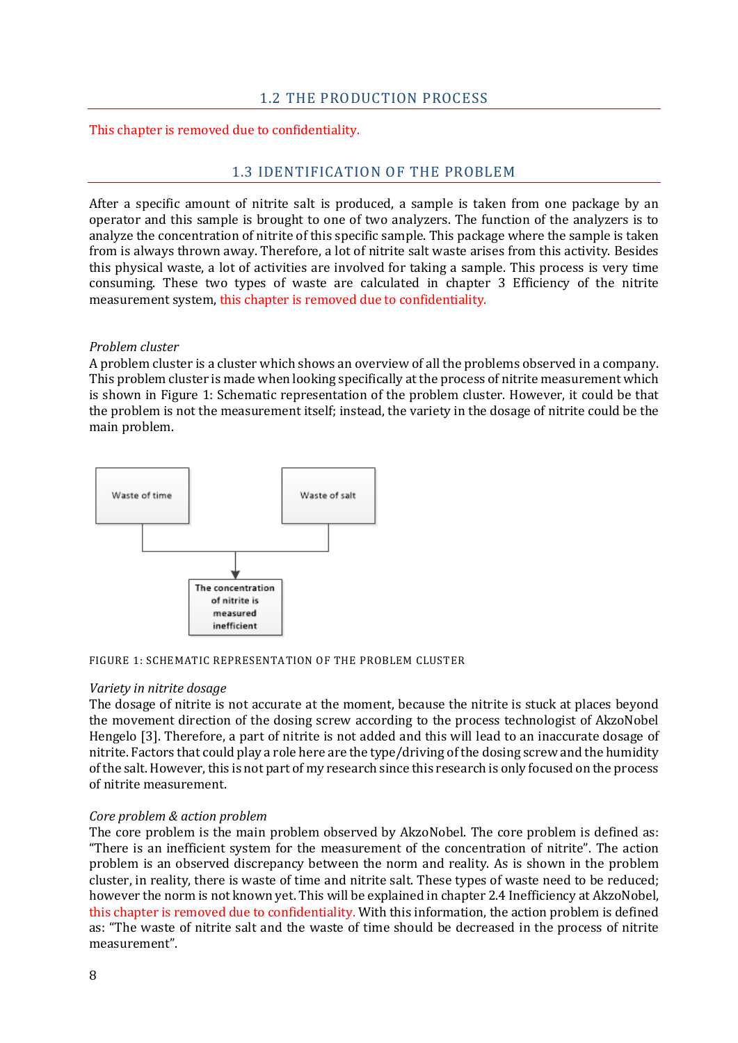## 1.2 THE PRODUCTION PROCESS

This chapter is removed due to confidentiality.

## 1.3 IDENTIFICATION OF THE PROBLEM

After a specific amount of nitrite salt is produced, a sample is taken from one package by an operator and this sample is brought to one of two analyzers. The function of the analyzers is to analyze the concentration of nitrite of this specific sample. This package where the sample is taken from is always thrown away. Therefore, a lot of nitrite salt waste arises from this activity. Besides this physical waste, a lot of activities are involved for taking a sample. This process is very time consuming. These two types of waste are calculated in chapter 3 Efficiency of the nitrite measurement system, this chapter is removed due to confidentiality.

*Problem cluster*

A problem cluster is a cluster which shows an overview of all the problems observed in a company. This problem cluster is made when looking specifically at the process of nitrite measurement which is shown in Figure 1: Schematic representation of the problem cluster. However, it could be that the problem is not the measurement itself; instead, the variety in the dosage of nitrite could be the main problem.

Waste of time → The concentration of nitrite is measured inefficient ← Waste of salt

FIGURE 1: SCHEMATIC REPRESENTATION OF THE PROBLEM CLUSTER

*Variety in nitrite dosage*

The dosage of nitrite is not accurate at the moment, because the nitrite is stuck at places beyond the movement direction of the dosing screw according to the process technologist of AkzoNobel Hengelo [3]. Therefore, a part of nitrite is not added and this will lead to an inaccurate dosage of nitrite. Factors that could play a role here are the type/driving of the dosing screw and the humidity of the salt. However, this is not part of my research since this research is only focused on the process of nitrite measurement.

*Core problem & action problem*

The core problem is the main problem observed by AkzoNobel. The core problem is defined as: "There is an inefficient system for the measurement of the concentration of nitrite". The action problem is an observed discrepancy between the norm and reality. As is shown in the problem cluster, in reality, there is waste of time and nitrite salt. These types of waste need to be reduced; however the norm is not known yet. This will be explained in chapter 2.4 Inefficiency at AkzoNobel, this chapter is removed due to confidentiality. With this information, the action problem is defined as: "The waste of nitrite salt and the waste of time should be decreased in the process of nitrite measurement".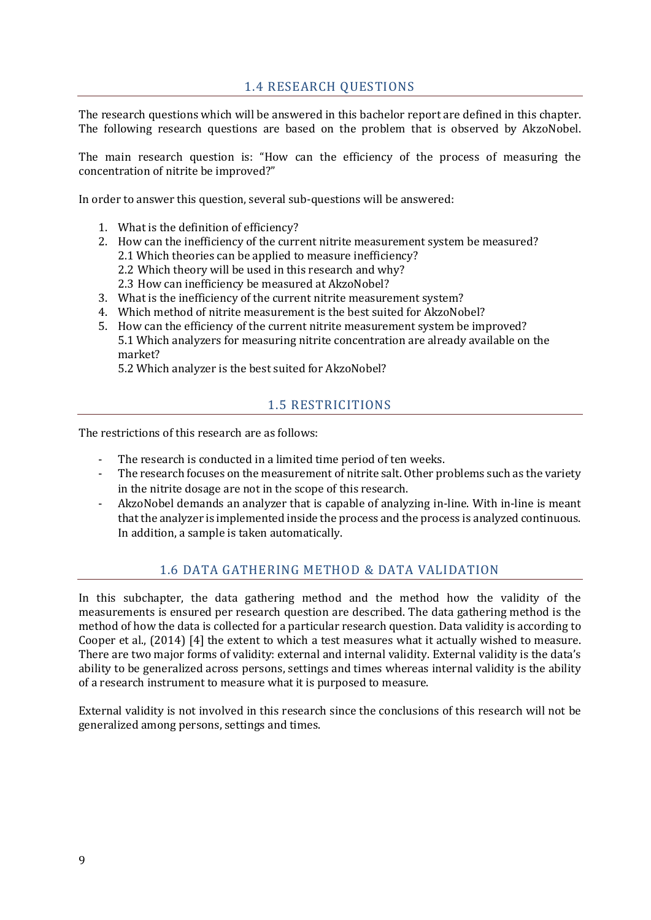## 1.4 RESEARCH QUESTIONS

The research questions which will be answered in this bachelor report are defined in this chapter. The following research questions are based on the problem that is observed by AkzoNobel.

The main research question is: "How can the efficiency of the process of measuring the concentration of nitrite be improved?"

In order to answer this question, several sub-questions will be answered:

1. What is the definition of efficiency?
2. How can the inefficiency of the current nitrite measurement system be measured?
   2.1 Which theories can be applied to measure inefficiency?
   2.2 Which theory will be used in this research and why?
   2.3 How can inefficiency be measured at AkzoNobel?
3. What is the inefficiency of the current nitrite measurement system?
4. Which method of nitrite measurement is the best suited for AkzoNobel?
5. How can the efficiency of the current nitrite measurement system be improved?
   5.1 Which analyzers for measuring nitrite concentration are already available on the market?
   5.2 Which analyzer is the best suited for AkzoNobel?

## 1.5 RESTRICITIONS

The restrictions of this research are as follows:

- The research is conducted in a limited time period of ten weeks.
- The research focuses on the measurement of nitrite salt. Other problems such as the variety in the nitrite dosage are not in the scope of this research.
- AkzoNobel demands an analyzer that is capable of analyzing in-line. With in-line is meant that the analyzer is implemented inside the process and the process is analyzed continuous. In addition, a sample is taken automatically.

## 1.6 DATA GATHERING METHOD & DATA VALIDATION

In this subchapter, the data gathering method and the method how the validity of the measurements is ensured per research question are described. The data gathering method is the method of how the data is collected for a particular research question. Data validity is according to Cooper et al., (2014) [4] the extent to which a test measures what it actually wished to measure. There are two major forms of validity: external and internal validity. External validity is the data's ability to be generalized across persons, settings and times whereas internal validity is the ability of a research instrument to measure what it is purposed to measure.

External validity is not involved in this research since the conclusions of this research will not be generalized among persons, settings and times.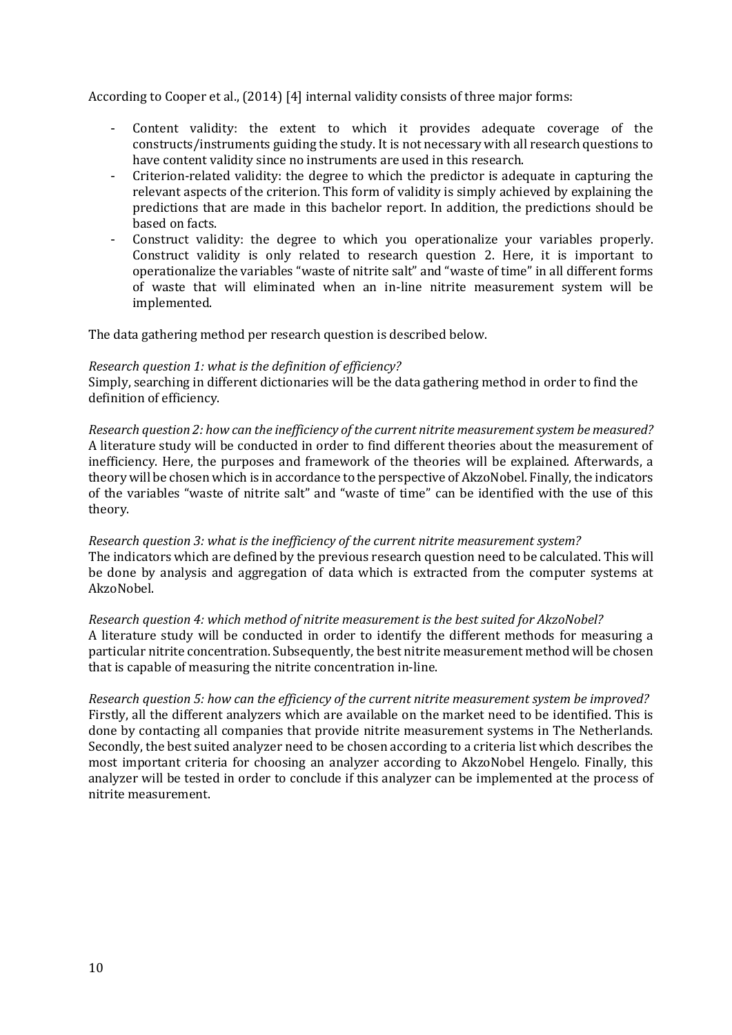According to Cooper et al., (2014) [4] internal validity consists of three major forms:

- Content validity: the extent to which it provides adequate coverage of the constructs/instruments guiding the study. It is not necessary with all research questions to have content validity since no instruments are used in this research.
- Criterion-related validity: the degree to which the predictor is adequate in capturing the relevant aspects of the criterion. This form of validity is simply achieved by explaining the predictions that are made in this bachelor report. In addition, the predictions should be based on facts.
- Construct validity: the degree to which you operationalize your variables properly. Construct validity is only related to research question 2. Here, it is important to operationalize the variables “waste of nitrite salt” and “waste of time” in all different forms of waste that will eliminated when an in-line nitrite measurement system will be implemented.

The data gathering method per research question is described below.

*Research question 1: what is the definition of efficiency?*
Simply, searching in different dictionaries will be the data gathering method in order to find the definition of efficiency.

*Research question 2: how can the inefficiency of the current nitrite measurement system be measured?*
A literature study will be conducted in order to find different theories about the measurement of inefficiency. Here, the purposes and framework of the theories will be explained. Afterwards, a theory will be chosen which is in accordance to the perspective of AkzoNobel. Finally, the indicators of the variables “waste of nitrite salt” and “waste of time” can be identified with the use of this theory.

*Research question 3: what is the inefficiency of the current nitrite measurement system?*
The indicators which are defined by the previous research question need to be calculated. This will be done by analysis and aggregation of data which is extracted from the computer systems at AkzoNobel.

*Research question 4: which method of nitrite measurement is the best suited for AkzoNobel?*
A literature study will be conducted in order to identify the different methods for measuring a particular nitrite concentration. Subsequently, the best nitrite measurement method will be chosen that is capable of measuring the nitrite concentration in-line.

*Research question 5: how can the efficiency of the current nitrite measurement system be improved?*
Firstly, all the different analyzers which are available on the market need to be identified. This is done by contacting all companies that provide nitrite measurement systems in The Netherlands. Secondly, the best suited analyzer need to be chosen according to a criteria list which describes the most important criteria for choosing an analyzer according to AkzoNobel Hengelo. Finally, this analyzer will be tested in order to conclude if this analyzer can be implemented at the process of nitrite measurement.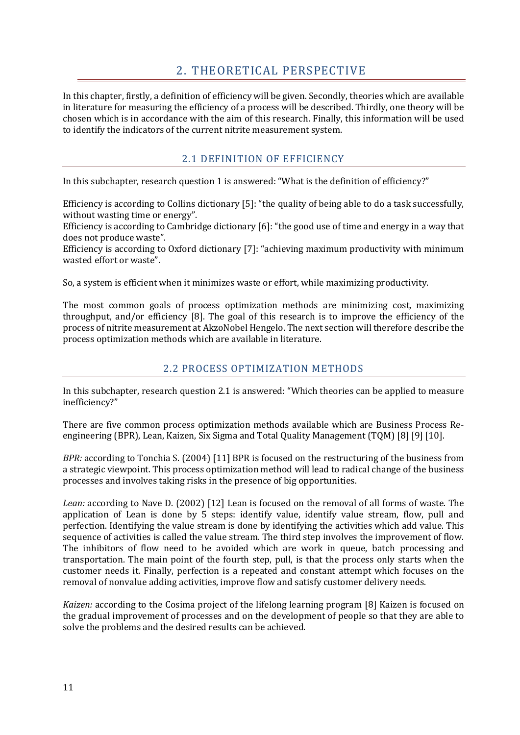# 2. THEORETICAL PERSPECTIVE

In this chapter, firstly, a definition of efficiency will be given. Secondly, theories which are available in literature for measuring the efficiency of a process will be described. Thirdly, one theory will be chosen which is in accordance with the aim of this research. Finally, this information will be used to identify the indicators of the current nitrite measurement system.

## 2.1 DEFINITION OF EFFICIENCY

In this subchapter, research question 1 is answered: "What is the definition of efficiency?"

Efficiency is according to Collins dictionary [5]: "the quality of being able to do a task successfully, without wasting time or energy".
Efficiency is according to Cambridge dictionary [6]: "the good use of time and energy in a way that does not produce waste".
Efficiency is according to Oxford dictionary [7]: "achieving maximum productivity with minimum wasted effort or waste".

So, a system is efficient when it minimizes waste or effort, while maximizing productivity.

The most common goals of process optimization methods are minimizing cost, maximizing throughput, and/or efficiency [8]. The goal of this research is to improve the efficiency of the process of nitrite measurement at AkzoNobel Hengelo. The next section will therefore describe the process optimization methods which are available in literature.

## 2.2 PROCESS OPTIMIZATION METHODS

In this subchapter, research question 2.1 is answered: "Which theories can be applied to measure inefficiency?"

There are five common process optimization methods available which are Business Process Re-engineering (BPR), Lean, Kaizen, Six Sigma and Total Quality Management (TQM) [8] [9] [10].

*BPR:* according to Tonchia S. (2004) [11] BPR is focused on the restructuring of the business from a strategic viewpoint. This process optimization method will lead to radical change of the business processes and involves taking risks in the presence of big opportunities.

*Lean:* according to Nave D. (2002) [12] Lean is focused on the removal of all forms of waste. The application of Lean is done by 5 steps: identify value, identify value stream, flow, pull and perfection. Identifying the value stream is done by identifying the activities which add value. This sequence of activities is called the value stream. The third step involves the improvement of flow. The inhibitors of flow need to be avoided which are work in queue, batch processing and transportation. The main point of the fourth step, pull, is that the process only starts when the customer needs it. Finally, perfection is a repeated and constant attempt which focuses on the removal of nonvalue adding activities, improve flow and satisfy customer delivery needs.

*Kaizen:* according to the Cosima project of the lifelong learning program [8] Kaizen is focused on the gradual improvement of processes and on the development of people so that they are able to solve the problems and the desired results can be achieved.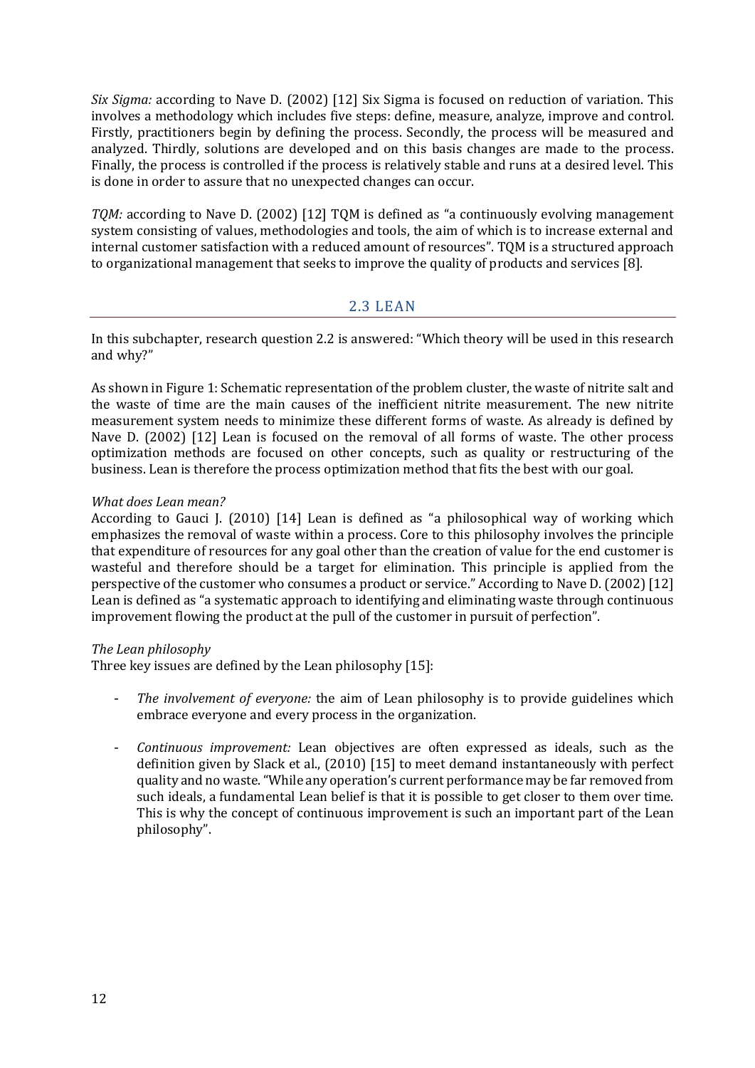*Six Sigma:* according to Nave D. (2002) [12] Six Sigma is focused on reduction of variation. This involves a methodology which includes five steps: define, measure, analyze, improve and control. Firstly, practitioners begin by defining the process. Secondly, the process will be measured and analyzed. Thirdly, solutions are developed and on this basis changes are made to the process. Finally, the process is controlled if the process is relatively stable and runs at a desired level. This is done in order to assure that no unexpected changes can occur.

*TQM:* according to Nave D. (2002) [12] TQM is defined as "a continuously evolving management system consisting of values, methodologies and tools, the aim of which is to increase external and internal customer satisfaction with a reduced amount of resources". TQM is a structured approach to organizational management that seeks to improve the quality of products and services [8].

## 2.3 LEAN

In this subchapter, research question 2.2 is answered: "Which theory will be used in this research and why?"

As shown in Figure 1: Schematic representation of the problem cluster, the waste of nitrite salt and the waste of time are the main causes of the inefficient nitrite measurement. The new nitrite measurement system needs to minimize these different forms of waste. As already is defined by Nave D. (2002) [12] Lean is focused on the removal of all forms of waste. The other process optimization methods are focused on other concepts, such as quality or restructuring of the business. Lean is therefore the process optimization method that fits the best with our goal.

*What does Lean mean?*
According to Gauci J. (2010) [14] Lean is defined as "a philosophical way of working which emphasizes the removal of waste within a process. Core to this philosophy involves the principle that expenditure of resources for any goal other than the creation of value for the end customer is wasteful and therefore should be a target for elimination. This principle is applied from the perspective of the customer who consumes a product or service." According to Nave D. (2002) [12] Lean is defined as "a systematic approach to identifying and eliminating waste through continuous improvement flowing the product at the pull of the customer in pursuit of perfection".

*The Lean philosophy*
Three key issues are defined by the Lean philosophy [15]:

- *The involvement of everyone:* the aim of Lean philosophy is to provide guidelines which embrace everyone and every process in the organization.

- *Continuous improvement:* Lean objectives are often expressed as ideals, such as the definition given by Slack et al., (2010) [15] to meet demand instantaneously with perfect quality and no waste. "While any operation's current performance may be far removed from such ideals, a fundamental Lean belief is that it is possible to get closer to them over time. This is why the concept of continuous improvement is such an important part of the Lean philosophy".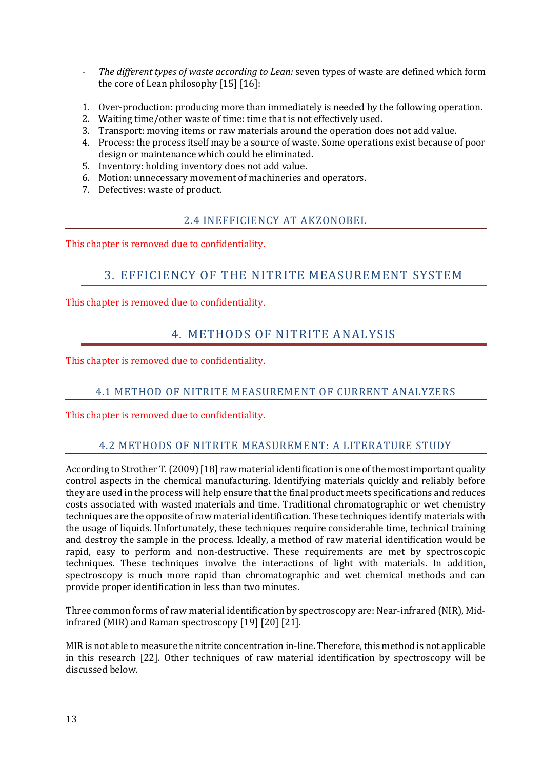- *The different types of waste according to Lean:* seven types of waste are defined which form the core of Lean philosophy [15] [16]:

1. Over-production: producing more than immediately is needed by the following operation.
2. Waiting time/other waste of time: time that is not effectively used.
3. Transport: moving items or raw materials around the operation does not add value.
4. Process: the process itself may be a source of waste. Some operations exist because of poor design or maintenance which could be eliminated.
5. Inventory: holding inventory does not add value.
6. Motion: unnecessary movement of machineries and operators.
7. Defectives: waste of product.

### 2.4 INEFFICIENCY AT AKZONOBEL

This chapter is removed due to confidentiality.

## 3. EFFICIENCY OF THE NITRITE MEASUREMENT SYSTEM

This chapter is removed due to confidentiality.

## 4. METHODS OF NITRITE ANALYSIS

This chapter is removed due to confidentiality.

### 4.1 METHOD OF NITRITE MEASUREMENT OF CURRENT ANALYZERS

This chapter is removed due to confidentiality.

### 4.2 METHODS OF NITRITE MEASUREMENT: A LITERATURE STUDY

According to Strother T. (2009) [18] raw material identification is one of the most important quality control aspects in the chemical manufacturing. Identifying materials quickly and reliably before they are used in the process will help ensure that the final product meets specifications and reduces costs associated with wasted materials and time. Traditional chromatographic or wet chemistry techniques are the opposite of raw material identification. These techniques identify materials with the usage of liquids. Unfortunately, these techniques require considerable time, technical training and destroy the sample in the process. Ideally, a method of raw material identification would be rapid, easy to perform and non-destructive. These requirements are met by spectroscopic techniques. These techniques involve the interactions of light with materials. In addition, spectroscopy is much more rapid than chromatographic and wet chemical methods and can provide proper identification in less than two minutes.

Three common forms of raw material identification by spectroscopy are: Near-infrared (NIR), Mid-infrared (MIR) and Raman spectroscopy [19] [20] [21].

MIR is not able to measure the nitrite concentration in-line. Therefore, this method is not applicable in this research [22]. Other techniques of raw material identification by spectroscopy will be discussed below.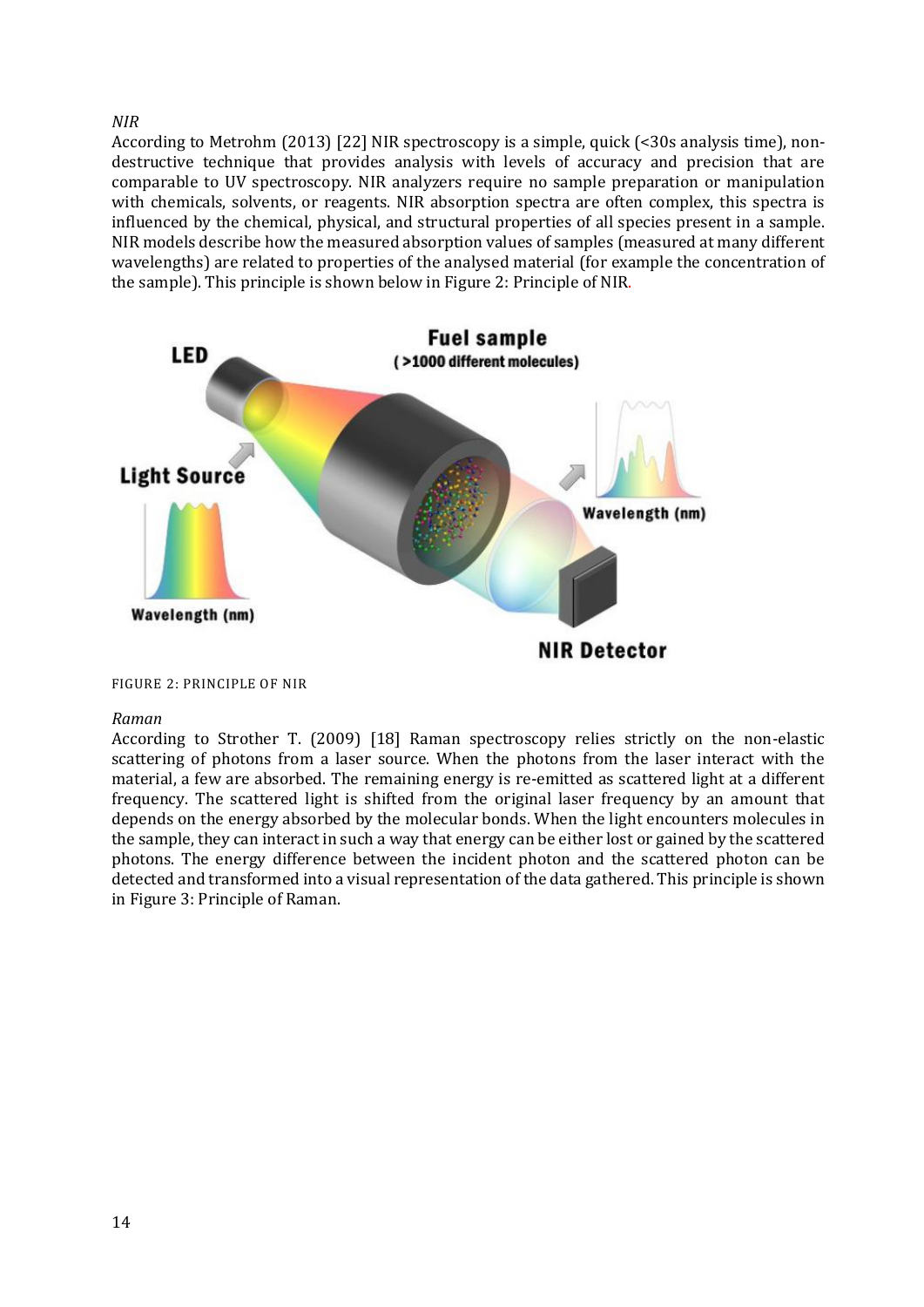*NIR*

According to Metrohm (2013) [22] NIR spectroscopy is a simple, quick (<30s analysis time), non-destructive technique that provides analysis with levels of accuracy and precision that are comparable to UV spectroscopy. NIR analyzers require no sample preparation or manipulation with chemicals, solvents, or reagents. NIR absorption spectra are often complex, this spectra is influenced by the chemical, physical, and structural properties of all species present in a sample. NIR models describe how the measured absorption values of samples (measured at many different wavelengths) are related to properties of the analysed material (for example the concentration of the sample). This principle is shown below in Figure 2: Principle of NIR.

FIGURE 2: PRINCIPLE OF NIR

*Raman*

According to Strother T. (2009) [18] Raman spectroscopy relies strictly on the non-elastic scattering of photons from a laser source. When the photons from the laser interact with the material, a few are absorbed. The remaining energy is re-emitted as scattered light at a different frequency. The scattered light is shifted from the original laser frequency by an amount that depends on the energy absorbed by the molecular bonds. When the light encounters molecules in the sample, they can interact in such a way that energy can be either lost or gained by the scattered photons. The energy difference between the incident photon and the scattered photon can be detected and transformed into a visual representation of the data gathered. This principle is shown in Figure 3: Principle of Raman.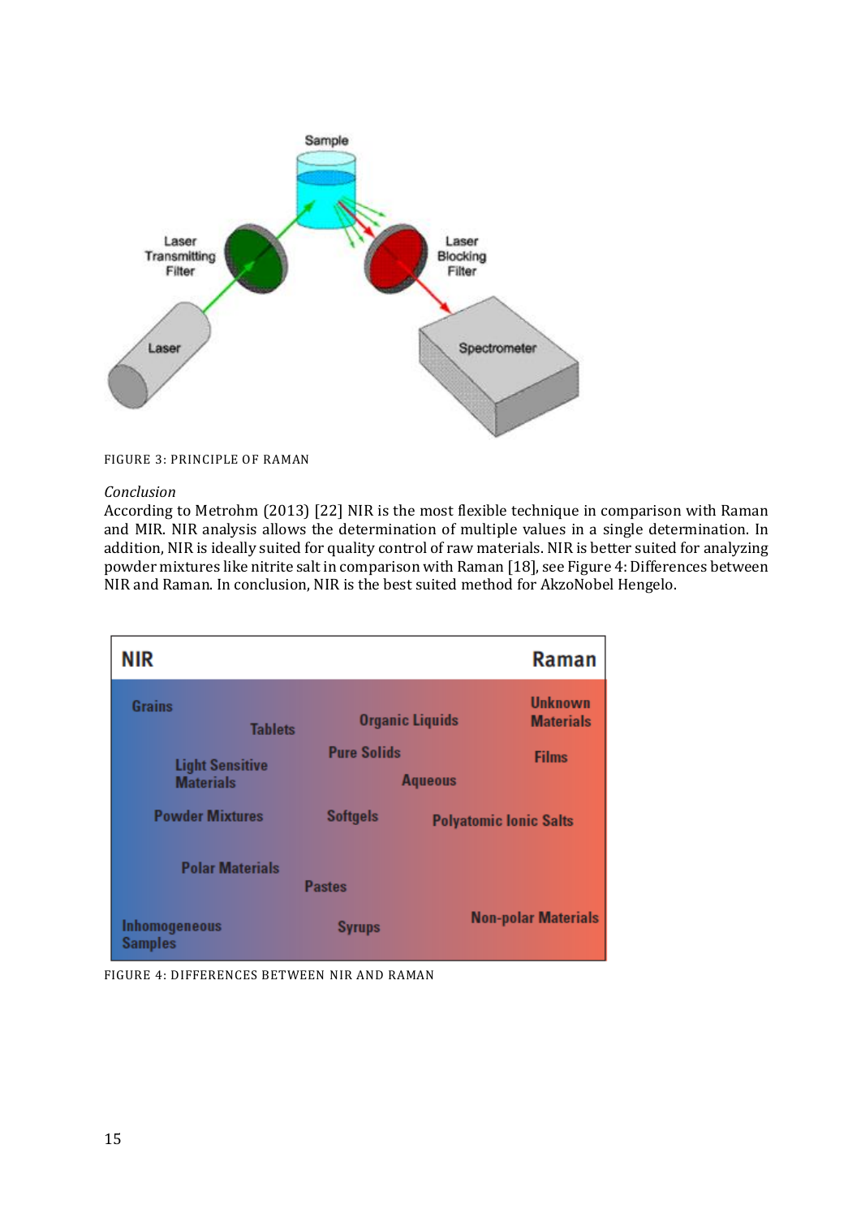FIGURE 3: PRINCIPLE OF RAMAN

*Conclusion*

According to Metrohm (2013) [22] NIR is the most flexible technique in comparison with Raman and MIR. NIR analysis allows the determination of multiple values in a single determination. In addition, NIR is ideally suited for quality control of raw materials. NIR is better suited for analyzing powder mixtures like nitrite salt in comparison with Raman [18], see Figure 4: Differences between NIR and Raman. In conclusion, NIR is the best suited method for AkzoNobel Hengelo.

FIGURE 4: DIFFERENCES BETWEEN NIR AND RAMAN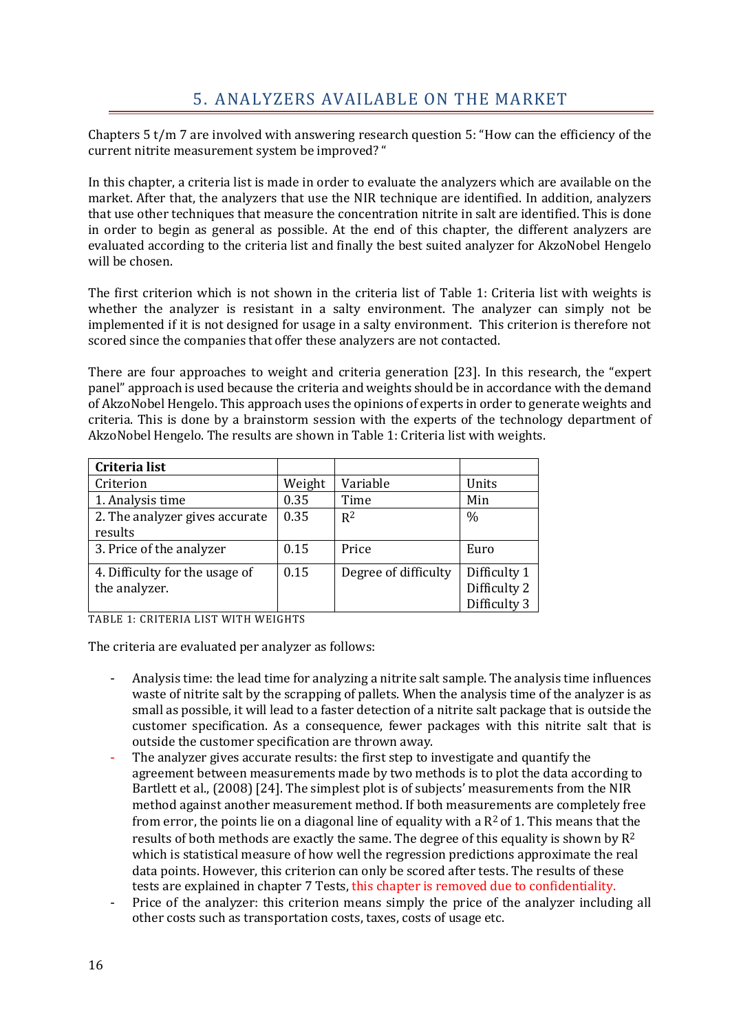# 5. ANALYZERS AVAILABLE ON THE MARKET

Chapters 5 t/m 7 are involved with answering research question 5: "How can the efficiency of the current nitrite measurement system be improved? "

In this chapter, a criteria list is made in order to evaluate the analyzers which are available on the market. After that, the analyzers that use the NIR technique are identified. In addition, analyzers that use other techniques that measure the concentration nitrite in salt are identified. This is done in order to begin as general as possible. At the end of this chapter, the different analyzers are evaluated according to the criteria list and finally the best suited analyzer for AkzoNobel Hengelo will be chosen.

The first criterion which is not shown in the criteria list of Table 1: Criteria list with weights is whether the analyzer is resistant in a salty environment. The analyzer can simply not be implemented if it is not designed for usage in a salty environment. This criterion is therefore not scored since the companies that offer these analyzers are not contacted.

There are four approaches to weight and criteria generation [23]. In this research, the "expert panel" approach is used because the criteria and weights should be in accordance with the demand of AkzoNobel Hengelo. This approach uses the opinions of experts in order to generate weights and criteria. This is done by a brainstorm session with the experts of the technology department of AkzoNobel Hengelo. The results are shown in Table 1: Criteria list with weights.

| **Criteria list** | | | |
|---|---|---|---|
| Criterion | Weight | Variable | Units |
| 1. Analysis time | 0.35 | Time | Min |
| 2. The analyzer gives accurate results | 0.35 | $R^2$ | % |
| 3. Price of the analyzer | 0.15 | Price | Euro |
| 4. Difficulty for the usage of the analyzer. | 0.15 | Degree of difficulty | Difficulty 1<br>Difficulty 2<br>Difficulty 3 |

TABLE 1: CRITERIA LIST WITH WEIGHTS

The criteria are evaluated per analyzer as follows:

- Analysis time: the lead time for analyzing a nitrite salt sample. The analysis time influences waste of nitrite salt by the scrapping of pallets. When the analysis time of the analyzer is as small as possible, it will lead to a faster detection of a nitrite salt package that is outside the customer specification. As a consequence, fewer packages with this nitrite salt that is outside the customer specification are thrown away.
- The analyzer gives accurate results: the first step to investigate and quantify the agreement between measurements made by two methods is to plot the data according to Bartlett et al., (2008) [24]. The simplest plot is of subjects' measurements from the NIR method against another measurement method. If both measurements are completely free from error, the points lie on a diagonal line of equality with a $R^2$ of 1. This means that the results of both methods are exactly the same. The degree of this equality is shown by $R^2$ which is statistical measure of how well the regression predictions approximate the real data points. However, this criterion can only be scored after tests. The results of these tests are explained in chapter 7 Tests, this chapter is removed due to confidentiality.
- Price of the analyzer: this criterion means simply the price of the analyzer including all other costs such as transportation costs, taxes, costs of usage etc.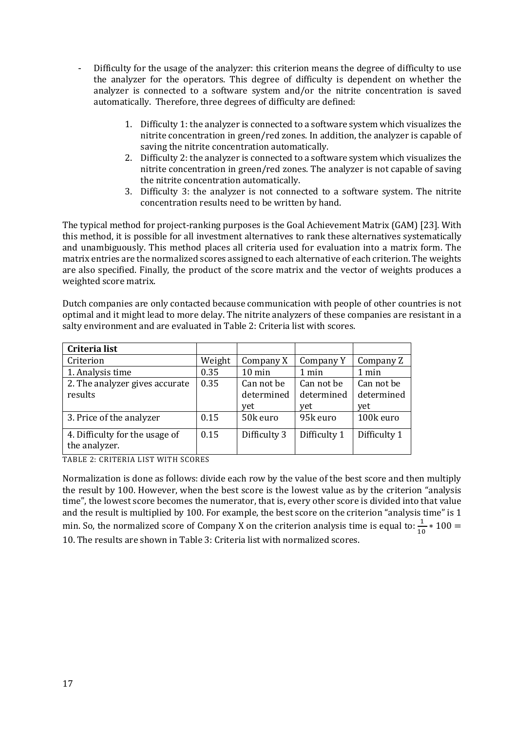- Difficulty for the usage of the analyzer: this criterion means the degree of difficulty to use the analyzer for the operators. This degree of difficulty is dependent on whether the analyzer is connected to a software system and/or the nitrite concentration is saved automatically. Therefore, three degrees of difficulty are defined:

    1. Difficulty 1: the analyzer is connected to a software system which visualizes the nitrite concentration in green/red zones. In addition, the analyzer is capable of saving the nitrite concentration automatically.
    2. Difficulty 2: the analyzer is connected to a software system which visualizes the nitrite concentration in green/red zones. The analyzer is not capable of saving the nitrite concentration automatically.
    3. Difficulty 3: the analyzer is not connected to a software system. The nitrite concentration results need to be written by hand.

The typical method for project-ranking purposes is the Goal Achievement Matrix (GAM) [23]. With this method, it is possible for all investment alternatives to rank these alternatives systematically and unambiguously. This method places all criteria used for evaluation into a matrix form. The matrix entries are the normalized scores assigned to each alternative of each criterion. The weights are also specified. Finally, the product of the score matrix and the vector of weights produces a weighted score matrix.

Dutch companies are only contacted because communication with people of other countries is not optimal and it might lead to more delay. The nitrite analyzers of these companies are resistant in a salty environment and are evaluated in Table 2: Criteria list with scores.

| **Criteria list** | | | | |
|---|---|---|---|---|
| Criterion | Weight | Company X | Company Y | Company Z |
| 1. Analysis time | 0.35 | 10 min | 1 min | 1 min |
| 2. The analyzer gives accurate results | 0.35 | Can not be determined yet | Can not be determined yet | Can not be determined yet |
| 3. Price of the analyzer | 0.15 | 50k euro | 95k euro | 100k euro |
| 4. Difficulty for the usage of the analyzer. | 0.15 | Difficulty 3 | Difficulty 1 | Difficulty 1 |

TABLE 2: CRITERIA LIST WITH SCORES

Normalization is done as follows: divide each row by the value of the best score and then multiply the result by 100. However, when the best score is the lowest value as by the criterion "analysis time", the lowest score becomes the numerator, that is, every other score is divided into that value and the result is multiplied by 100. For example, the best score on the criterion "analysis time" is 1 min. So, the normalized score of Company X on the criterion analysis time is equal to: $\frac{1}{10} * 100 = 10$. The results are shown in Table 3: Criteria list with normalized scores.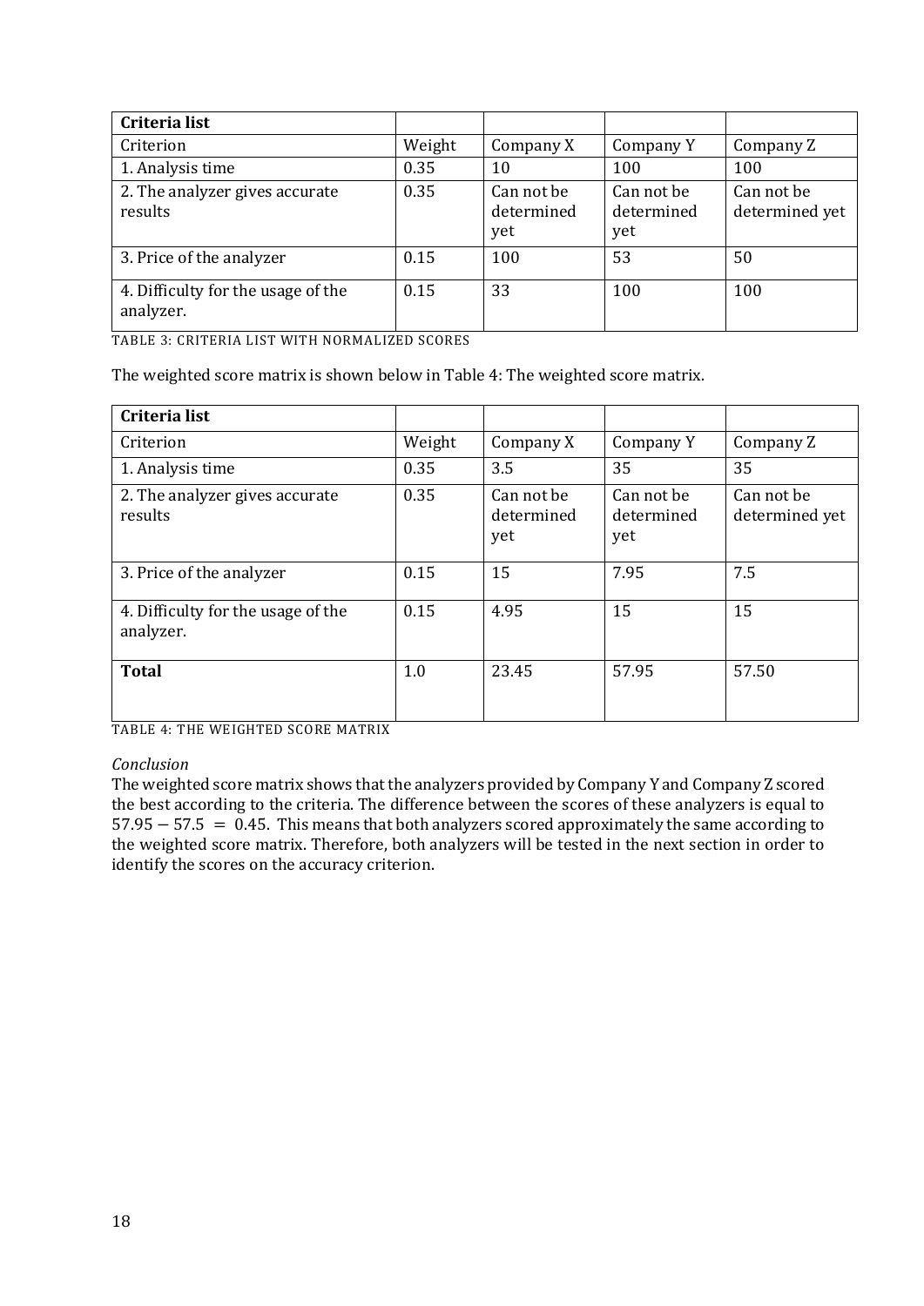| **Criteria list** | | | | |
|---|---|---|---|---|
| Criterion | Weight | Company X | Company Y | Company Z |
| 1. Analysis time | 0.35 | 10 | 100 | 100 |
| 2. The analyzer gives accurate results | 0.35 | Can not be determined yet | Can not be determined yet | Can not be determined yet |
| 3. Price of the analyzer | 0.15 | 100 | 53 | 50 |
| 4. Difficulty for the usage of the analyzer. | 0.15 | 33 | 100 | 100 |

TABLE 3: CRITERIA LIST WITH NORMALIZED SCORES

The weighted score matrix is shown below in Table 4: The weighted score matrix.

| **Criteria list** | | | | |
|---|---|---|---|---|
| Criterion | Weight | Company X | Company Y | Company Z |
| 1. Analysis time | 0.35 | 3.5 | 35 | 35 |
| 2. The analyzer gives accurate results | 0.35 | Can not be determined yet | Can not be determined yet | Can not be determined yet |
| 3. Price of the analyzer | 0.15 | 15 | 7.95 | 7.5 |
| 4. Difficulty for the usage of the analyzer. | 0.15 | 4.95 | 15 | 15 |
| **Total** | 1.0 | 23.45 | 57.95 | 57.50 |

TABLE 4: THE WEIGHTED SCORE MATRIX

*Conclusion*

The weighted score matrix shows that the analyzers provided by Company Y and Company Z scored the best according to the criteria. The difference between the scores of these analyzers is equal to $57.95 - 57.5 = 0.45$. This means that both analyzers scored approximately the same according to the weighted score matrix. Therefore, both analyzers will be tested in the next section in order to identify the scores on the accuracy criterion.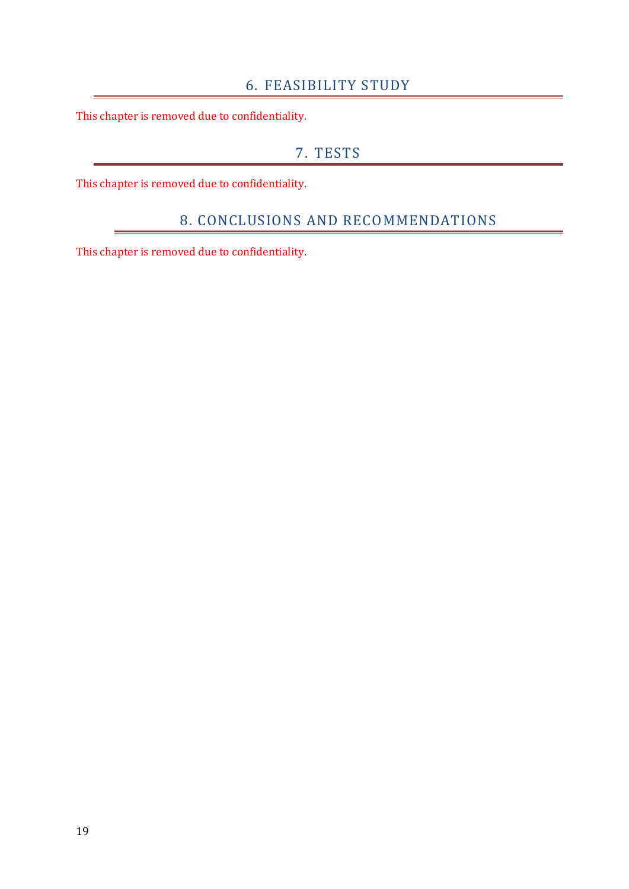# 6. FEASIBILITY STUDY

This chapter is removed due to confidentiality.

# 7. TESTS

This chapter is removed due to confidentiality.

# 8. CONCLUSIONS AND RECOMMENDATIONS

This chapter is removed due to confidentiality.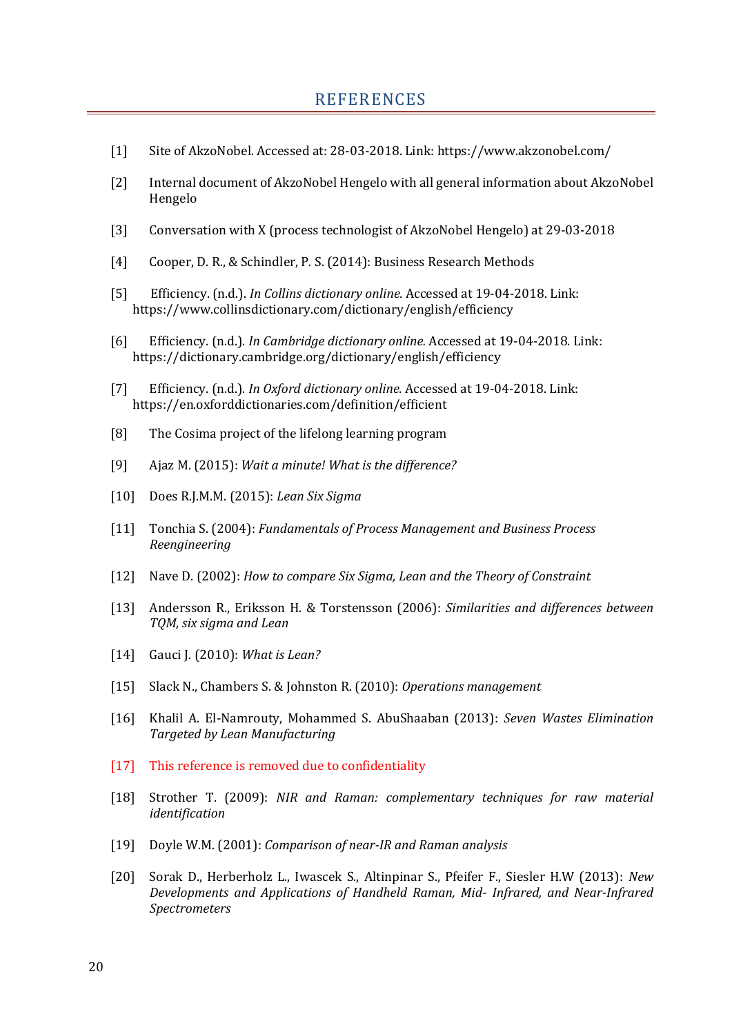# REFERENCES

[1] Site of AkzoNobel. Accessed at: 28-03-2018. Link: https://www.akzonobel.com/

[2] Internal document of AkzoNobel Hengelo with all general information about AkzoNobel Hengelo

[3] Conversation with X (process technologist of AkzoNobel Hengelo) at 29-03-2018

[4] Cooper, D. R., & Schindler, P. S. (2014): Business Research Methods

[5] Efficiency. (n.d.). *In Collins dictionary online.* Accessed at 19-04-2018. Link: https://www.collinsdictionary.com/dictionary/english/efficiency

[6] Efficiency. (n.d.). *In Cambridge dictionary online.* Accessed at 19-04-2018. Link: https://dictionary.cambridge.org/dictionary/english/efficiency

[7] Efficiency. (n.d.). *In Oxford dictionary online.* Accessed at 19-04-2018. Link: https://en.oxforddictionaries.com/definition/efficient

[8] The Cosima project of the lifelong learning program

[9] Ajaz M. (2015): *Wait a minute! What is the difference?*

[10] Does R.J.M.M. (2015): *Lean Six Sigma*

[11] Tonchia S. (2004): *Fundamentals of Process Management and Business Process Reengineering*

[12] Nave D. (2002): *How to compare Six Sigma, Lean and the Theory of Constraint*

[13] Andersson R., Eriksson H. & Torstensson (2006): *Similarities and differences between TQM, six sigma and Lean*

[14] Gauci J. (2010): *What is Lean?*

[15] Slack N., Chambers S. & Johnston R. (2010): *Operations management*

[16] Khalil A. El-Namrouty, Mohammed S. AbuShaaban (2013): *Seven Wastes Elimination Targeted by Lean Manufacturing*

[17] This reference is removed due to confidentiality

[18] Strother T. (2009): *NIR and Raman: complementary techniques for raw material identification*

[19] Doyle W.M. (2001): *Comparison of near-IR and Raman analysis*

[20] Sorak D., Herberholz L., Iwascek S., Altinpinar S., Pfeifer F., Siesler H.W (2013): *New Developments and Applications of Handheld Raman, Mid- Infrared, and Near-Infrared Spectrometers*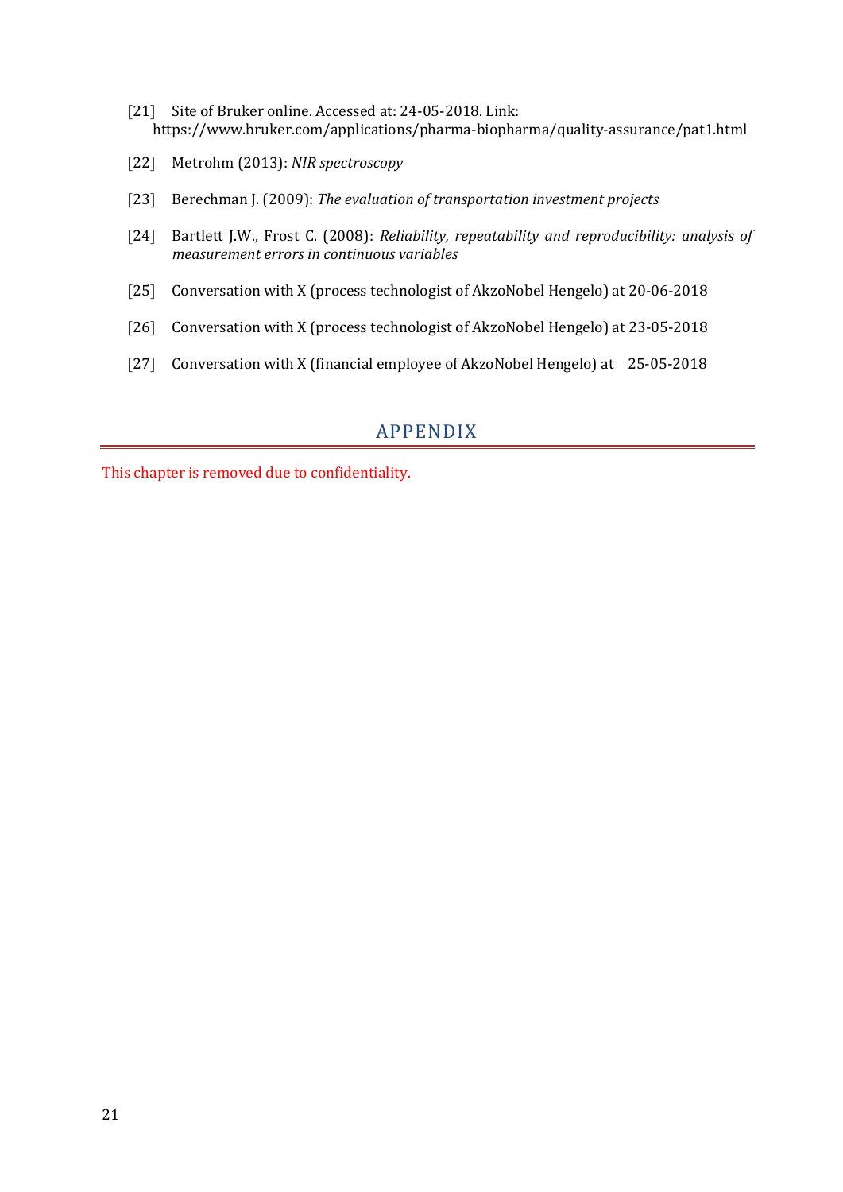[21] Site of Bruker online. Accessed at: 24-05-2018. Link: https://www.bruker.com/applications/pharma-biopharma/quality-assurance/pat1.html

[22] Metrohm (2013): *NIR spectroscopy*

[23] Berechman J. (2009): *The evaluation of transportation investment projects*

[24] Bartlett J.W., Frost C. (2008): *Reliability, repeatability and reproducibility: analysis of measurement errors in continuous variables*

[25] Conversation with X (process technologist of AkzoNobel Hengelo) at 20-06-2018

[26] Conversation with X (process technologist of AkzoNobel Hengelo) at 23-05-2018

[27] Conversation with X (financial employee of AkzoNobel Hengelo) at 25-05-2018

# APPENDIX

This chapter is removed due to confidentiality.